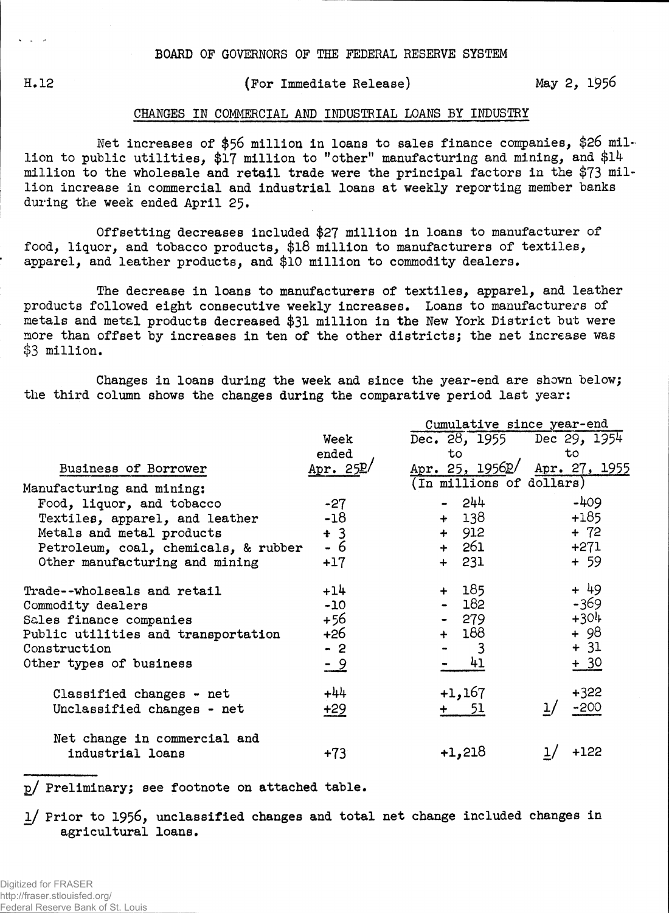BOARD OF GOVERNORS OF THE FEDERAL RESERVE SYSTEM

H.12 (For Immediate Release) May 2, 1956

## CHANGES IN COMMERCIAL AND INDUSTRIAL LOANS BY INDUSTRY

Net increases of $56 million in loans to sales finance companies, $26 million to public utilities, $17 million to "other" manufacturing and mining, and $14 million to the wholesale and retail trade were the principal factors in the $73 million increase in commercial and industrial loans at weekly reporting member banks during the week ended April 25.

Offsetting decreases included $27 million in loans to manufacturer of food, liquor, and tobacco products, $18 million to manufacturers of textiles, apparel, and leather products, and $10 million to commodity dealers.

The decrease in loans to manufacturers of textiles, apparel, and leather products followed eight consecutive weekly increases. Loans to manufacturers of metals and metal products decreased $31 million in the New York District but were more than offset by increases in ten of the other districts; the net increase was $3 million.

Changes in loans during the week and since the year-end are shown below; the third column shows the changes during the comparative period last year:

| Business of Borrower | Week ended Apr. 25p/ | Cumulative since year-end: Dec. 28, 1955 to Apr. 25, 1956p/ | Cumulative since year-end: Dec 29, 1954 to Apr. 27, 1955 |
|---|---|---|---|
| | | (In millions of dollars) | |
| Manufacturing and mining: | | | |
| Food, liquor, and tobacco | -27 | - 244 | -409 |
| Textiles, apparel, and leather | -18 | + 138 | +185 |
| Metals and metal products | + 3 | + 912 | + 72 |
| Petroleum, coal, chemicals, & rubber | - 6 | + 261 | +271 |
| Other manufacturing and mining | +17 | + 231 | + 59 |
| Trade--wholseals and retail | +14 | + 185 | + 49 |
| Commodity dealers | -10 | - 182 | -369 |
| Sales finance companies | +56 | - 279 | +304 |
| Public utilities and transportation | +26 | + 188 | + 98 |
| Construction | - 2 | - 3 | + 31 |
| Other types of business | - 9 | - 41 | + 30 |
| Classified changes - net | +44 | +1,167 | +322 |
| Unclassified changes - net | +29 | + 51 | 1/ -200 |
| Net change in commercial and industrial loans | +73 | +1,218 | 1/ +122 |

p/ Preliminary; see footnote on attached table.

1/ Prior to 1956, unclassified changes and total net change included changes in agricultural loans.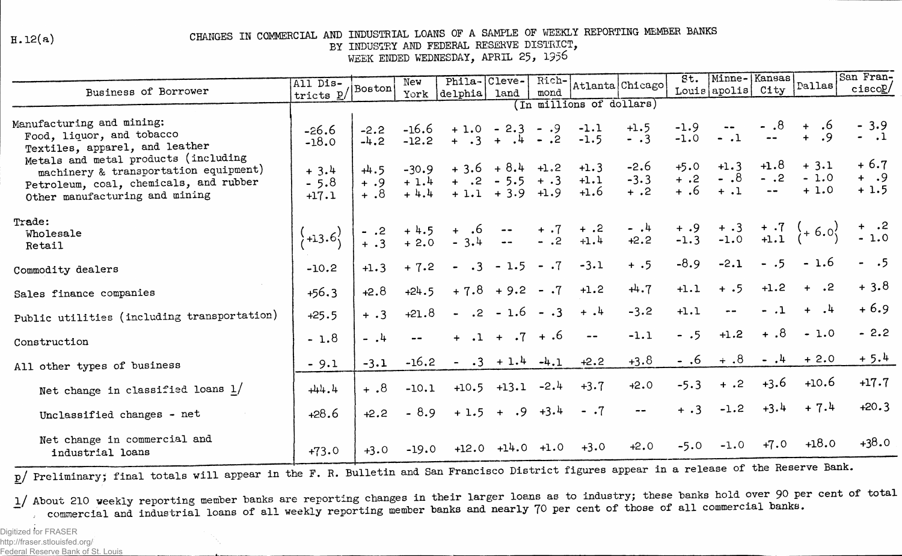H.12(a)

# CHANGES IN COMMERCIAL AND INDUSTRIAL LOANS OF A SAMPLE OF WEEKLY REPORTING MEMBER BANKS BY INDUSTRY AND FEDERAL RESERVE DISTRICT, WEEK ENDED WEDNESDAY, APRIL 25, 1956

| Business of Borrower | All Districts p/ | Boston | New York | Philadelphia | Cleveland | Richmond | Atlanta | Chicago | St. Louis | Minneapolis | Kansas City | Dallas | San Francisco p/ |
|---|---|---|---|---|---|---|---|---|---|---|---|---|---|
| | (In millions of dollars) | | | | | | | | | | | | |
| Manufacturing and mining: | | | | | | | | | | | | | |
| Food, liquor, and tobacco | -26.6 | -2.2 | -16.6 | + 1.0 | - 2.3 | - .9 | -1.1 | +1.5 | -1.9 | -- | - .8 | + .6 | - 3.9 |
| Textiles, apparel, and leather | -18.0 | -4.2 | -12.2 | + .3 | + .4 | - .2 | -1.5 | - .3 | -1.0 | - .1 | -- | + .9 | - .1 |
| Metals and metal products (including machinery & transportation equipment) | + 3.4 | +4.5 | -30.9 | + 3.6 | + 8.4 | +1.2 | +1.3 | -2.6 | +5.0 | +1.3 | +1.8 | + 3.1 | + 6.7 |
| Petroleum, coal, chemicals, and rubber | - 5.8 | + .9 | + 1.4 | + .2 | - 5.5 | + .3 | +1.1 | -3.3 | + .2 | - .8 | - .2 | - 1.0 | + .9 |
| Other manufacturing and mining | +17.1 | + .8 | + 4.4 | + 1.1 | + 3.9 | +1.9 | +1.6 | + .2 | + .6 | + .1 | -- | + 1.0 | + 1.5 |
| Trade: | | | | | | | | | | | | | |
| Wholesale | (+13.6) | - .2 | + 4.5 | + .6 | -- | + .7 | + .2 | - .4 | + .9 | + .3 | + .7 | (+ 6.0) | + .2 |
| Retail | | + .3 | + 2.0 | - 3.4 | -- | - .2 | +1.4 | +2.2 | -1.3 | -1.0 | +1.1 | | - 1.0 |
| Commodity dealers | -10.2 | +1.3 | + 7.2 | - .3 | - 1.5 | - .7 | -3.1 | + .5 | -8.9 | -2.1 | - .5 | - 1.6 | - .5 |
| Sales finance companies | +56.3 | +2.8 | +24.5 | + 7.8 | + 9.2 | - .7 | +1.2 | +4.7 | +1.1 | + .5 | +1.2 | + .2 | + 3.8 |
| Public utilities (including transportation) | +25.5 | + .3 | +21.8 | - .2 | - 1.6 | - .3 | + .4 | -3.2 | +1.1 | -- | - .1 | + .4 | + 6.9 |
| Construction | - 1.8 | - .4 | -- | + .1 | + .7 | + .6 | -- | -1.1 | - .5 | +1.2 | + .8 | - 1.0 | - 2.2 |
| All other types of business | - 9.1 | -3.1 | -16.2 | - .3 | + 1.4 | -4.1 | +2.2 | +3.8 | - .6 | + .8 | - .4 | + 2.0 | + 5.4 |
| Net change in classified loans 1/ | +44.4 | + .8 | -10.1 | +10.5 | +13.1 | -2.4 | +3.7 | +2.0 | -5.3 | + .2 | +3.6 | +10.6 | +17.7 |
| Unclassified changes - net | +28.6 | +2.2 | - 8.9 | + 1.5 | + .9 | +3.4 | - .7 | -- | + .3 | -1.2 | +3.4 | + 7.4 | +20.3 |
| Net change in commercial and industrial loans | +73.0 | +3.0 | -19.0 | +12.0 | +14.0 | +1.0 | +3.0 | +2.0 | -5.0 | -1.0 | +7.0 | +18.0 | +38.0 |

p/ Preliminary; final totals will appear in the F. R. Bulletin and San Francisco District figures appear in a release of the Reserve Bank.

1/ About 210 weekly reporting member banks are reporting changes in their larger loans as to industry; these banks hold over 90 per cent of total commercial and industrial loans of all weekly reporting member banks and nearly 70 per cent of those of all commercial banks.